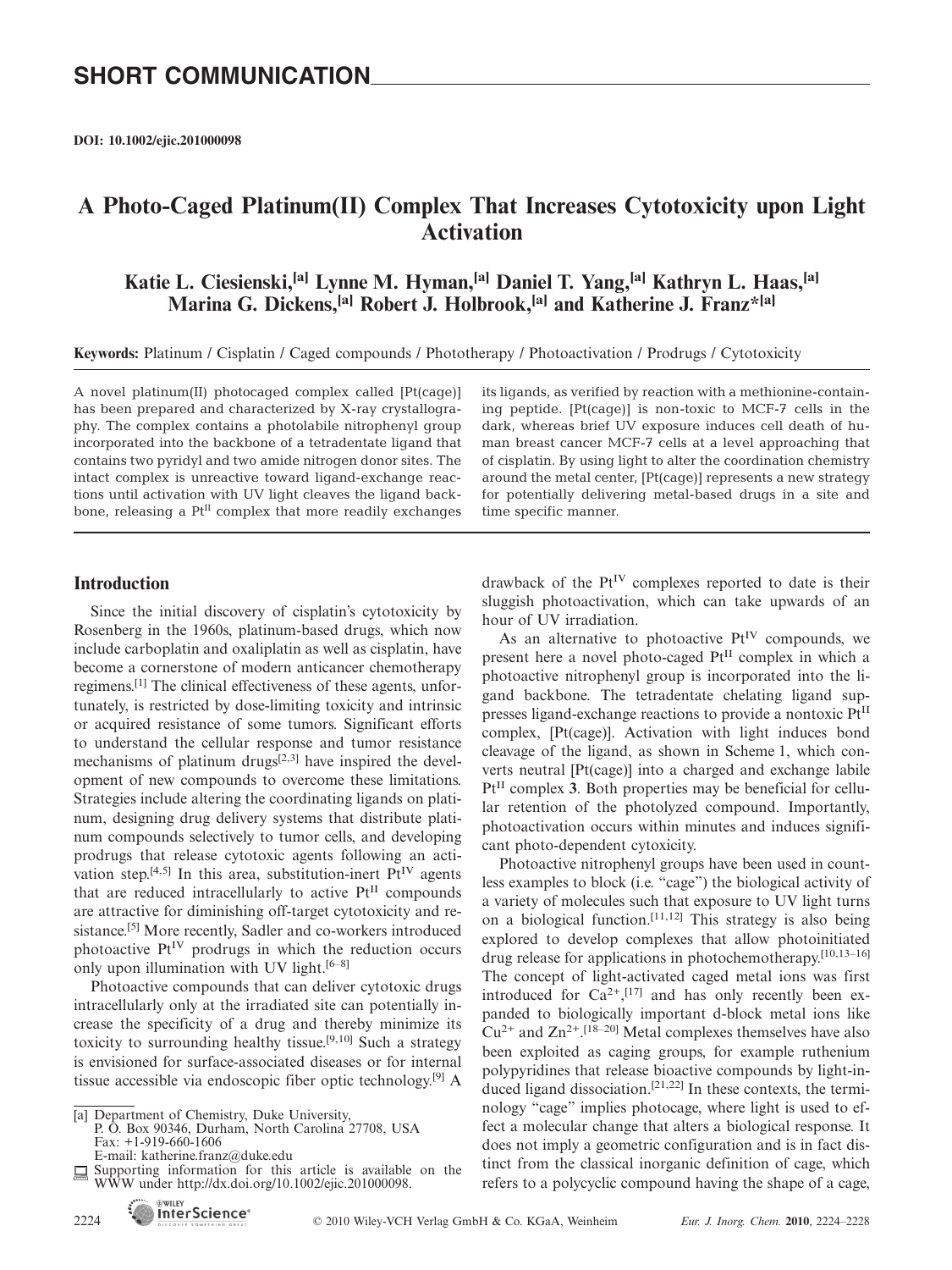SHORT COMMUNICATION

**DOI: 10.1002/ejic.201000098**

# A Photo-Caged Platinum(II) Complex That Increases Cytotoxicity upon Light Activation

**Katie L. Ciesienski,[a] Lynne M. Hyman,[a] Daniel T. Yang,[a] Kathryn L. Haas,[a] Marina G. Dickens,[a] Robert J. Holbrook,[a] and Katherine J. Franz*[a]**

**Keywords:** Platinum / Cisplatin / Caged compounds / Phototherapy / Photoactivation / Prodrugs / Cytotoxicity

A novel platinum(II) photocaged complex called [Pt(cage)] has been prepared and characterized by X-ray crystallography. The complex contains a photolabile nitrophenyl group incorporated into the backbone of a tetradentate ligand that contains two pyridyl and two amide nitrogen donor sites. The intact complex is unreactive toward ligand-exchange reactions until activation with UV light cleaves the ligand backbone, releasing a $Pt^{II}$ complex that more readily exchanges its ligands, as verified by reaction with a methionine-containing peptide. [Pt(cage)] is non-toxic to MCF-7 cells in the dark, whereas brief UV exposure induces cell death of human breast cancer MCF-7 cells at a level approaching that of cisplatin. By using light to alter the coordination chemistry around the metal center, [Pt(cage)] represents a new strategy for potentially delivering metal-based drugs in a site and time specific manner.

## Introduction

Since the initial discovery of cisplatin's cytotoxicity by Rosenberg in the 1960s, platinum-based drugs, which now include carboplatin and oxaliplatin as well as cisplatin, have become a cornerstone of modern anticancer chemotherapy regimens.[1] The clinical effectiveness of these agents, unfortunately, is restricted by dose-limiting toxicity and intrinsic or acquired resistance of some tumors. Significant efforts to understand the cellular response and tumor resistance mechanisms of platinum drugs[2,3] have inspired the development of new compounds to overcome these limitations. Strategies include altering the coordinating ligands on platinum, designing drug delivery systems that distribute platinum compounds selectively to tumor cells, and developing prodrugs that release cytotoxic agents following an activation step.[4,5] In this area, substitution-inert $Pt^{IV}$ agents that are reduced intracellularly to active $Pt^{II}$ compounds are attractive for diminishing off-target cytotoxicity and resistance.[5] More recently, Sadler and co-workers introduced photoactive $Pt^{IV}$ prodrugs in which the reduction occurs only upon illumination with UV light.[6–8]

Photoactive compounds that can deliver cytotoxic drugs intracellularly only at the irradiated site can potentially increase the specificity of a drug and thereby minimize its toxicity to surrounding healthy tissue.[9,10] Such a strategy is envisioned for surface-associated diseases or for internal tissue accessible via endoscopic fiber optic technology.[9] A drawback of the $Pt^{IV}$ complexes reported to date is their sluggish photoactivation, which can take upwards of an hour of UV irradiation.

As an alternative to photoactive $Pt^{IV}$ compounds, we present here a novel photo-caged $Pt^{II}$ complex in which a photoactive nitrophenyl group is incorporated into the ligand backbone. The tetradentate chelating ligand suppresses ligand-exchange reactions to provide a nontoxic $Pt^{II}$ complex, [Pt(cage)]. Activation with light induces bond cleavage of the ligand, as shown in Scheme 1, which converts neutral [Pt(cage)] into a charged and exchange labile $Pt^{II}$ complex **3**. Both properties may be beneficial for cellular retention of the photolyzed compound. Importantly, photoactivation occurs within minutes and induces significant photo-dependent cytoxicity.

Photoactive nitrophenyl groups have been used in countless examples to block (i.e. "cage") the biological activity of a variety of molecules such that exposure to UV light turns on a biological function.[11,12] This strategy is also being explored to develop complexes that allow photoinitiated drug release for applications in photochemotherapy.[10,13–16] The concept of light-activated caged metal ions was first introduced for $Ca^{2+}$,[17] and has only recently been expanded to biologically important d-block metal ions like $Cu^{2+}$ and $Zn^{2+}$.[18–20] Metal complexes themselves have also been exploited as caging groups, for example ruthenium polypyridines that release bioactive compounds by light-induced ligand dissociation.[21,22] In these contexts, the terminology "cage" implies photocage, where light is used to effect a molecular change that alters a biological response. It does not imply a geometric configuration and is in fact distinct from the classical inorganic definition of cage, which refers to a polycyclic compound having the shape of a cage,

---

[a] Department of Chemistry, Duke University, P. O. Box 90346, Durham, North Carolina 27708, USA
Fax: +1-919-660-1606
E-mail: katherine.franz@duke.edu

Supporting information for this article is available on the WWW under http://dx.doi.org/10.1002/ejic.201000098.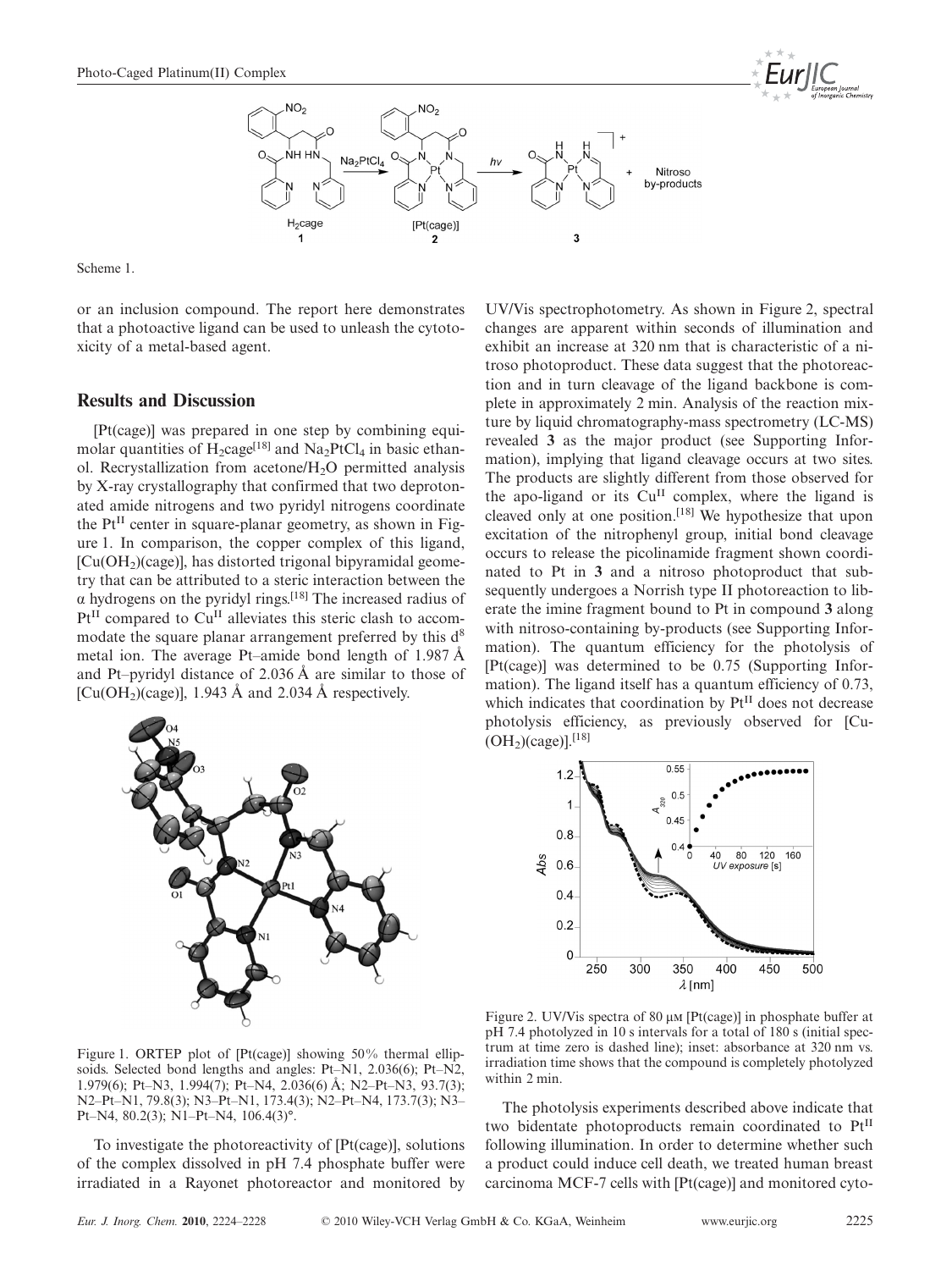Scheme 1.

or an inclusion compound. The report here demonstrates that a photoactive ligand can be used to unleash the cytotoxicity of a metal-based agent.

## Results and Discussion

[Pt(cage)] was prepared in one step by combining equimolar quantities of $H_2$cage[18] and $Na_2PtCl_4$ in basic ethanol. Recrystallization from acetone/$H_2O$ permitted analysis by X-ray crystallography that confirmed that two deprotonated amide nitrogens and two pyridyl nitrogens coordinate the $Pt^{II}$ center in square-planar geometry, as shown in Figure 1. In comparison, the copper complex of this ligand, $[Cu(OH_2)(cage)]$, has distorted trigonal bipyramidal geometry that can be attributed to a steric interaction between the α hydrogens on the pyridyl rings.[18] The increased radius of $Pt^{II}$ compared to $Cu^{II}$ alleviates this steric clash to accommodate the square planar arrangement preferred by this $d^8$ metal ion. The average Pt–amide bond length of 1.987 Å and Pt–pyridyl distance of 2.036 Å are similar to those of $[Cu(OH_2)(cage)]$, 1.943 Å and 2.034 Å respectively.

Figure 1. ORTEP plot of [Pt(cage)] showing 50% thermal ellipsoids. Selected bond lengths and angles: Pt–N1, 2.036(6); Pt–N2, 1.979(6); Pt–N3, 1.994(7); Pt–N4, 2.036(6) Å; N2–Pt–N3, 93.7(3); N2–Pt–N1, 79.8(3); N3–Pt–N1, 173.4(3); N2–Pt–N4, 173.7(3); N3–Pt–N4, 80.2(3); N1–Pt–N4, 106.4(3)°.

To investigate the photoreactivity of [Pt(cage)], solutions of the complex dissolved in pH 7.4 phosphate buffer were irradiated in a Rayonet photoreactor and monitored by UV/Vis spectrophotometry. As shown in Figure 2, spectral changes are apparent within seconds of illumination and exhibit an increase at 320 nm that is characteristic of a nitroso photoproduct. These data suggest that the photoreaction and in turn cleavage of the ligand backbone is complete in approximately 2 min. Analysis of the reaction mixture by liquid chromatography-mass spectrometry (LC-MS) revealed **3** as the major product (see Supporting Information), implying that ligand cleavage occurs at two sites. The products are slightly different from those observed for the apo-ligand or its $Cu^{II}$ complex, where the ligand is cleaved only at one position.[18] We hypothesize that upon excitation of the nitrophenyl group, initial bond cleavage occurs to release the picolinamide fragment shown coordinated to Pt in **3** and a nitroso photoproduct that subsequently undergoes a Norrish type II photoreaction to liberate the imine fragment bound to Pt in compound **3** along with nitroso-containing by-products (see Supporting Information). The quantum efficiency for the photolysis of [Pt(cage)] was determined to be 0.75 (Supporting Information). The ligand itself has a quantum efficiency of 0.73, which indicates that coordination by $Pt^{II}$ does not decrease photolysis efficiency, as previously observed for $[Cu(OH_2)(cage)]$.[18]

Figure 2. UV/Vis spectra of 80 μM [Pt(cage)] in phosphate buffer at pH 7.4 photolyzed in 10 s intervals for a total of 180 s (initial spectrum at time zero is dashed line); inset: absorbance at 320 nm vs. irradiation time shows that the compound is completely photolyzed within 2 min.

The photolysis experiments described above indicate that two bidentate photoproducts remain coordinated to $Pt^{II}$ following illumination. In order to determine whether such a product could induce cell death, we treated human breast carcinoma MCF-7 cells with [Pt(cage)] and monitored cyto-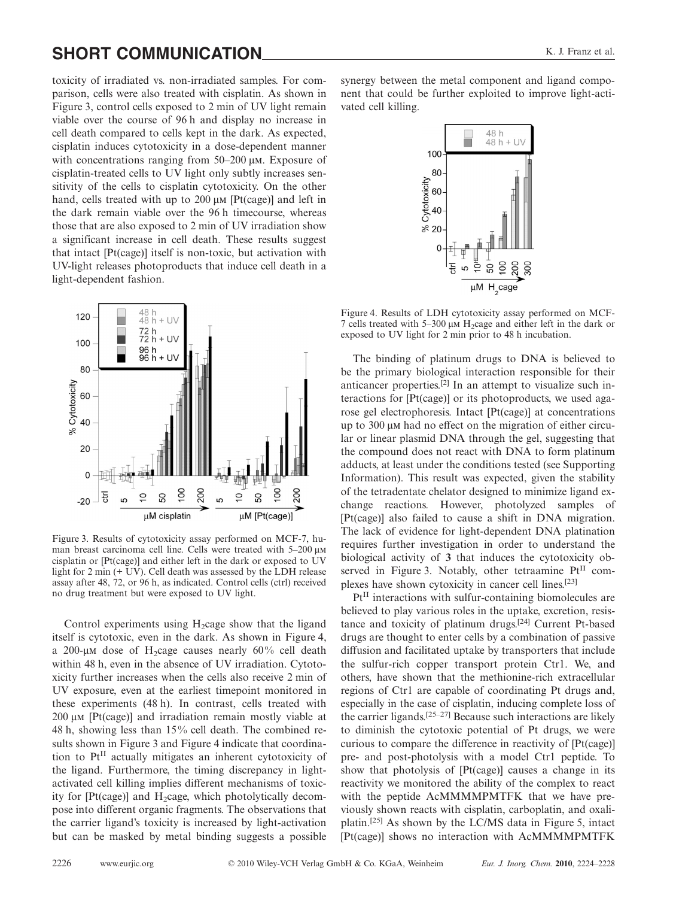toxicity of irradiated vs. non-irradiated samples. For comparison, cells were also treated with cisplatin. As shown in Figure 3, control cells exposed to 2 min of UV light remain viable over the course of 96 h and display no increase in cell death compared to cells kept in the dark. As expected, cisplatin induces cytotoxicity in a dose-dependent manner with concentrations ranging from 50–200 µM. Exposure of cisplatin-treated cells to UV light only subtly increases sensitivity of the cells to cisplatin cytotoxicity. On the other hand, cells treated with up to 200 µM [Pt(cage)] and left in the dark remain viable over the 96 h timecourse, whereas those that are also exposed to 2 min of UV irradiation show a significant increase in cell death. These results suggest that intact [Pt(cage)] itself is non-toxic, but activation with UV-light releases photoproducts that induce cell death in a light-dependent fashion.

Figure 3. Results of cytotoxicity assay performed on MCF-7, human breast carcinoma cell line. Cells were treated with 5–200 µM cisplatin or [Pt(cage)] and either left in the dark or exposed to UV light for 2 min (+ UV). Cell death was assessed by the LDH release assay after 48, 72, or 96 h, as indicated. Control cells (ctrl) received no drug treatment but were exposed to UV light.

Control experiments using $H_2$cage show that the ligand itself is cytotoxic, even in the dark. As shown in Figure 4, a 200-µM dose of $H_2$cage causes nearly 60% cell death within 48 h, even in the absence of UV irradiation. Cytotoxicity further increases when the cells also receive 2 min of UV exposure, even at the earliest timepoint monitored in these experiments (48 h). In contrast, cells treated with 200 µM [Pt(cage)] and irradiation remain mostly viable at 48 h, showing less than 15% cell death. The combined results shown in Figure 3 and Figure 4 indicate that coordination to $Pt^{II}$ actually mitigates an inherent cytotoxicity of the ligand. Furthermore, the timing discrepancy in light-activated cell killing implies different mechanisms of toxicity for [Pt(cage)] and $H_2$cage, which photolytically decompose into different organic fragments. The observations that the carrier ligand's toxicity is increased by light-activation but can be masked by metal binding suggests a possible synergy between the metal component and ligand component that could be further exploited to improve light-activated cell killing.

Figure 4. Results of LDH cytotoxicity assay performed on MCF-7 cells treated with 5–300 µM $H_2$cage and either left in the dark or exposed to UV light for 2 min prior to 48 h incubation.

The binding of platinum drugs to DNA is believed to be the primary biological interaction responsible for their anticancer properties.[2] In an attempt to visualize such interactions for [Pt(cage)] or its photoproducts, we used agarose gel electrophoresis. Intact [Pt(cage)] at concentrations up to 300 µM had no effect on the migration of either circular or linear plasmid DNA through the gel, suggesting that the compound does not react with DNA to form platinum adducts, at least under the conditions tested (see Supporting Information). This result was expected, given the stability of the tetradentate chelator designed to minimize ligand exchange reactions. However, photolyzed samples of [Pt(cage)] also failed to cause a shift in DNA migration. The lack of evidence for light-dependent DNA platination requires further investigation in order to understand the biological activity of **3** that induces the cytotoxicity observed in Figure 3. Notably, other tetraamine $Pt^{II}$ complexes have shown cytoxicity in cancer cell lines.[23]

$Pt^{II}$ interactions with sulfur-containing biomolecules are believed to play various roles in the uptake, excretion, resistance and toxicity of platinum drugs.[24] Current Pt-based drugs are thought to enter cells by a combination of passive diffusion and facilitated uptake by transporters that include the sulfur-rich copper transport protein Ctr1. We, and others, have shown that the methionine-rich extracellular regions of Ctr1 are capable of coordinating Pt drugs and, especially in the case of cisplatin, inducing complete loss of the carrier ligands.[25–27] Because such interactions are likely to diminish the cytotoxic potential of Pt drugs, we were curious to compare the difference in reactivity of [Pt(cage)] pre- and post-photolysis with a model Ctr1 peptide. To show that photolysis of [Pt(cage)] causes a change in its reactivity we monitored the ability of the complex to react with the peptide AcMMMMPMTFK that we have previously shown reacts with cisplatin, carboplatin, and oxaliplatin.[25] As shown by the LC/MS data in Figure 5, intact [Pt(cage)] shows no interaction with AcMMMMPMTFK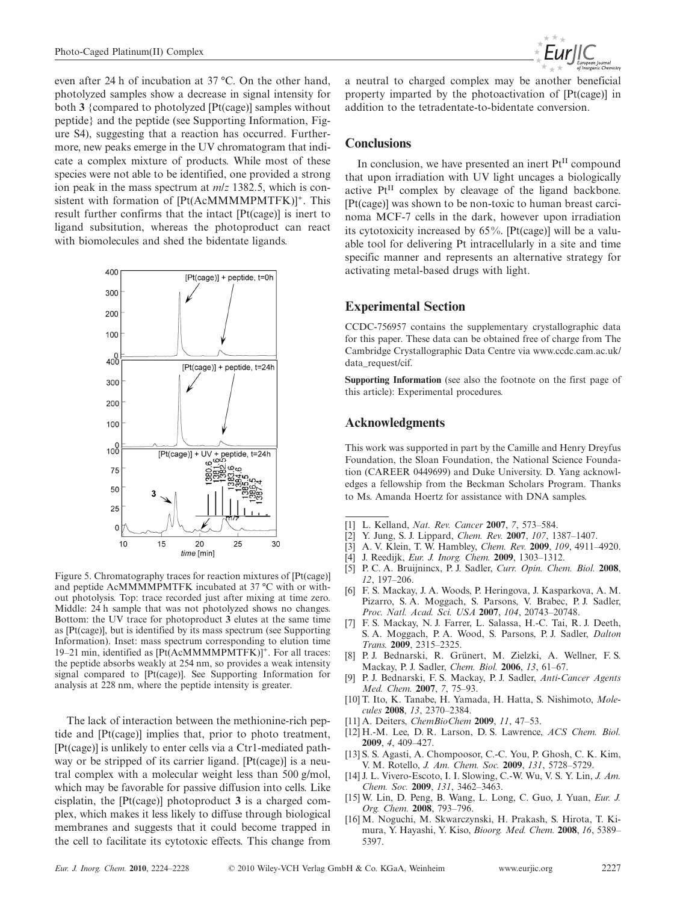even after 24 h of incubation at 37 °C. On the other hand, photolyzed samples show a decrease in signal intensity for both **3** {compared to photolyzed [Pt(cage)] samples without peptide} and the peptide (see Supporting Information, Figure S4), suggesting that a reaction has occurred. Furthermore, new peaks emerge in the UV chromatogram that indicate a complex mixture of products. While most of these species were not able to be identified, one provided a strong ion peak in the mass spectrum at *m*/*z* 1382.5, which is consistent with formation of $[Pt(AcMMMMPMTFK)]^+$. This result further confirms that the intact [Pt(cage)] is inert to ligand subsitution, whereas the photoproduct can react with biomolecules and shed the bidentate ligands.

Figure 5. Chromatography traces for reaction mixtures of [Pt(cage)] and peptide AcMMMMPMTFK incubated at 37 °C with or without photolysis. Top: trace recorded just after mixing at time zero. Middle: 24 h sample that was not photolyzed shows no changes. Bottom: the UV trace for photoproduct **3** elutes at the same time as [Pt(cage)], but is identified by its mass spectrum (see Supporting Information). Inset: mass spectrum corresponding to elution time 19–21 min, identified as $[Pt(AcMMMMPMTFK)]^+$. For all traces: the peptide absorbs weakly at 254 nm, so provides a weak intensity signal compared to [Pt(cage)]. See Supporting Information for analysis at 228 nm, where the peptide intensity is greater.

The lack of interaction between the methionine-rich peptide and [Pt(cage)] implies that, prior to photo treatment, [Pt(cage)] is unlikely to enter cells via a Ctr1-mediated pathway or be stripped of its carrier ligand. [Pt(cage)] is a neutral complex with a molecular weight less than 500 g/mol, which may be favorable for passive diffusion into cells. Like cisplatin, the [Pt(cage)] photoproduct **3** is a charged complex, which makes it less likely to diffuse through biological membranes and suggests that it could become trapped in the cell to facilitate its cytotoxic effects. This change from a neutral to charged complex may be another beneficial property imparted by the photoactivation of [Pt(cage)] in addition to the tetradentate-to-bidentate conversion.

## Conclusions

In conclusion, we have presented an inert $Pt^{II}$ compound that upon irradiation with UV light uncages a biologically active $Pt^{II}$ complex by cleavage of the ligand backbone. [Pt(cage)] was shown to be non-toxic to human breast carcinoma MCF-7 cells in the dark, however upon irradiation its cytotoxicity increased by 65%. [Pt(cage)] will be a valuable tool for delivering Pt intracellularly in a site and time specific manner and represents an alternative strategy for activating metal-based drugs with light.

## Experimental Section

CCDC-756957 contains the supplementary crystallographic data for this paper. These data can be obtained free of charge from The Cambridge Crystallographic Data Centre via www.ccdc.cam.ac.uk/data_request/cif.

**Supporting Information** (see also the footnote on the first page of this article): Experimental procedures.

## Acknowledgments

This work was supported in part by the Camille and Henry Dreyfus Foundation, the Sloan Foundation, the National Science Foundation (CAREER 0449699) and Duke University. D. Yang acknowledges a fellowship from the Beckman Scholars Program. Thanks to Ms. Amanda Hoertz for assistance with DNA samples.

[1] L. Kelland, *Nat. Rev. Cancer* **2007**, *7*, 573–584.
[2] Y. Jung, S. J. Lippard, *Chem. Rev.* **2007**, *107*, 1387–1407.
[3] A. V. Klein, T. W. Hambley, *Chem. Rev.* **2009**, *109*, 4911–4920.
[4] J. Reedijk, *Eur. J. Inorg. Chem.* **2009**, 1303–1312.
[5] P. C. A. Bruijnincx, P. J. Sadler, *Curr. Opin. Chem. Biol.* **2008**, *12*, 197–206.
[6] F. S. Mackay, J. A. Woods, P. Heringova, J. Kasparkova, A. M. Pizarro, S. A. Moggach, S. Parsons, V. Brabec, P. J. Sadler, *Proc. Natl. Acad. Sci. USA* **2007**, *104*, 20743–20748.
[7] F. S. Mackay, N. J. Farrer, L. Salassa, H.-C. Tai, R. J. Deeth, S. A. Moggach, P. A. Wood, S. Parsons, P. J. Sadler, *Dalton Trans.* **2009**, 2315–2325.
[8] P. J. Bednarski, R. Grünert, M. Zielzki, A. Wellner, F. S. Mackay, P. J. Sadler, *Chem. Biol.* **2006**, *13*, 61–67.
[9] P. J. Bednarski, F. S. Mackay, P. J. Sadler, *Anti-Cancer Agents Med. Chem.* **2007**, *7*, 75–93.
[10] T. Ito, K. Tanabe, H. Yamada, H. Hatta, S. Nishimoto, *Molecules* **2008**, *13*, 2370–2384.
[11] A. Deiters, *ChemBioChem* **2009**, *11*, 47–53.
[12] H.-M. Lee, D. R. Larson, D. S. Lawrence, *ACS Chem. Biol.* **2009**, *4*, 409–427.
[13] S. S. Agasti, A. Chompoosor, C.-C. You, P. Ghosh, C. K. Kim, V. M. Rotello, *J. Am. Chem. Soc.* **2009**, *131*, 5728–5729.
[14] J. L. Vivero-Escoto, I. I. Slowing, C.-W. Wu, V. S. Y. Lin, *J. Am. Chem. Soc.* **2009**, *131*, 3462–3463.
[15] W. Lin, D. Peng, B. Wang, L. Long, C. Guo, J. Yuan, *Eur. J. Org. Chem.* **2008**, 793–796.
[16] M. Noguchi, M. Skwarczynski, H. Prakash, S. Hirota, T. Kimura, Y. Hayashi, Y. Kiso, *Bioorg. Med. Chem.* **2008**, *16*, 5389–5397.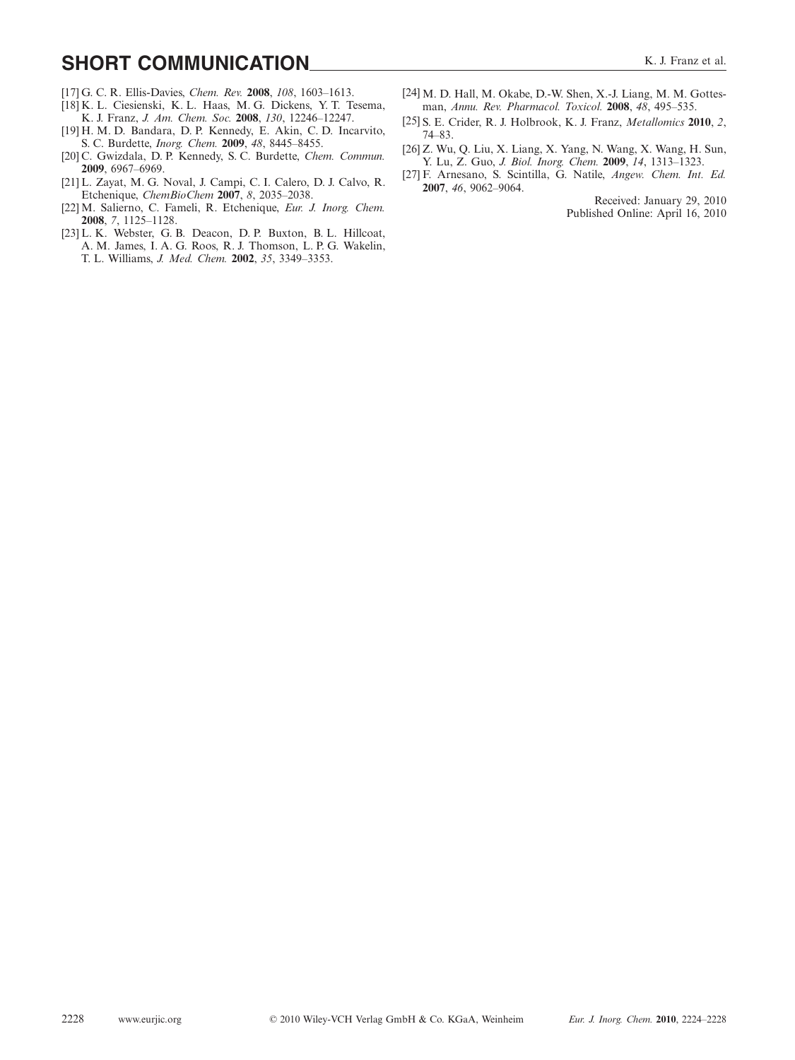[17] G. C. R. Ellis-Davies, *Chem. Rev.* **2008**, *108*, 1603–1613.

[18] K. L. Ciesienski, K. L. Haas, M. G. Dickens, Y. T. Tesema, K. J. Franz, *J. Am. Chem. Soc.* **2008**, *130*, 12246–12247.

[19] H. M. D. Bandara, D. P. Kennedy, E. Akin, C. D. Incarvito, S. C. Burdette, *Inorg. Chem.* **2009**, *48*, 8445–8455.

[20] C. Gwizdala, D. P. Kennedy, S. C. Burdette, *Chem. Commun.* **2009**, 6967–6969.

[21] L. Zayat, M. G. Noval, J. Campi, C. I. Calero, D. J. Calvo, R. Etchenique, *ChemBioChem* **2007**, *8*, 2035–2038.

[22] M. Salierno, C. Fameli, R. Etchenique, *Eur. J. Inorg. Chem.* **2008**, *7*, 1125–1128.

[23] L. K. Webster, G. B. Deacon, D. P. Buxton, B. L. Hillcoat, A. M. James, I. A. G. Roos, R. J. Thomson, L. P. G. Wakelin, T. L. Williams, *J. Med. Chem.* **2002**, *35*, 3349–3353.

[24] M. D. Hall, M. Okabe, D.-W. Shen, X.-J. Liang, M. M. Gottesman, *Annu. Rev. Pharmacol. Toxicol.* **2008**, *48*, 495–535.

[25] S. E. Crider, R. J. Holbrook, K. J. Franz, *Metallomics* **2010**, *2*, 74–83.

[26] Z. Wu, Q. Liu, X. Liang, X. Yang, N. Wang, X. Wang, H. Sun, Y. Lu, Z. Guo, *J. Biol. Inorg. Chem.* **2009**, *14*, 1313–1323.

[27] F. Arnesano, S. Scintilla, G. Natile, *Angew. Chem. Int. Ed.* **2007**, *46*, 9062–9064.

Received: January 29, 2010
Published Online: April 16, 2010